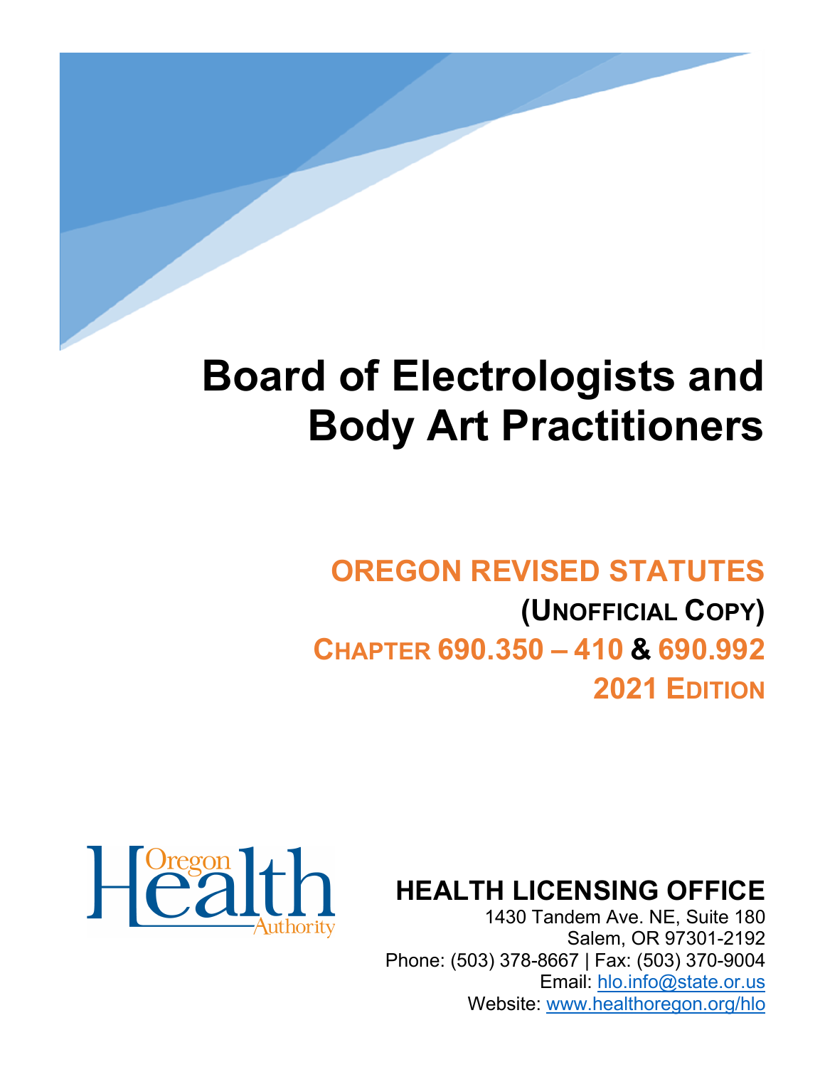# Board of Electrologists and Body Art Practitioners

## OREGON REVISED STATUTES

### (UNOFFICIAL COPY)

### CHAPTER 690.350 – 410 & 690.992

### 2021 EDITION

## HEALTH LICENSING OFFICE

1430 Tandem Ave. NE, Suite 180
Salem, OR 97301-2192
Phone: (503) 378-8667 | Fax: (503) 370-9004
Email: hlo.info@state.or.us
Website: www.healthoregon.org/hlo

Oregon Health Authority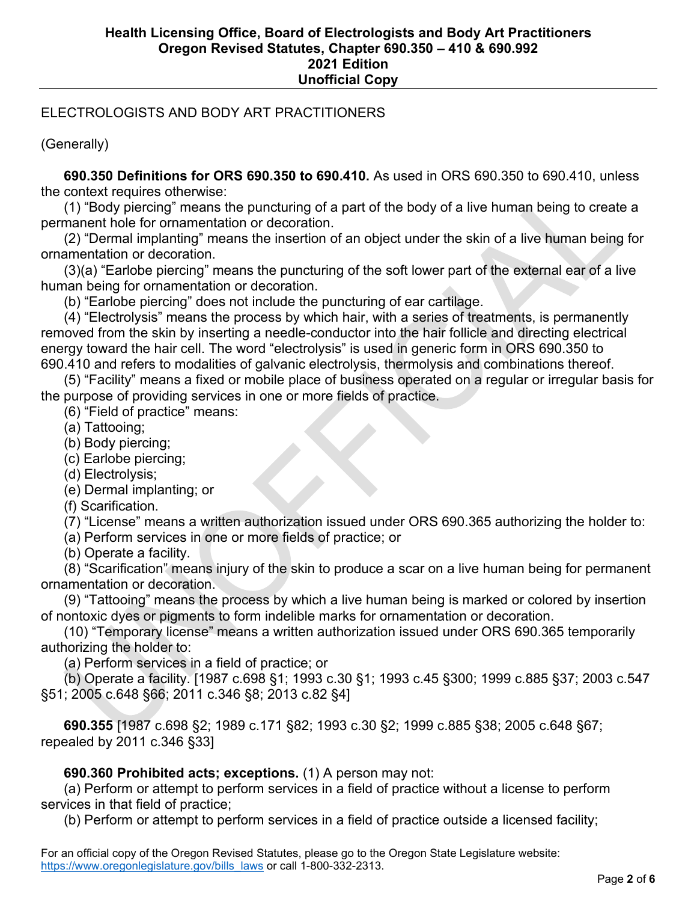ELECTROLOGISTS AND BODY ART PRACTITIONERS

(Generally)

**690.350 Definitions for ORS 690.350 to 690.410.** As used in ORS 690.350 to 690.410, unless the context requires otherwise:

(1) "Body piercing" means the puncturing of a part of the body of a live human being to create a permanent hole for ornamentation or decoration.

(2) "Dermal implanting" means the insertion of an object under the skin of a live human being for ornamentation or decoration.

(3)(a) "Earlobe piercing" means the puncturing of the soft lower part of the external ear of a live human being for ornamentation or decoration.

(b) "Earlobe piercing" does not include the puncturing of ear cartilage.

(4) "Electrolysis" means the process by which hair, with a series of treatments, is permanently removed from the skin by inserting a needle-conductor into the hair follicle and directing electrical energy toward the hair cell. The word "electrolysis" is used in generic form in ORS 690.350 to 690.410 and refers to modalities of galvanic electrolysis, thermolysis and combinations thereof.

(5) "Facility" means a fixed or mobile place of business operated on a regular or irregular basis for the purpose of providing services in one or more fields of practice.

(6) "Field of practice" means:

(a) Tattooing;

(b) Body piercing;

(c) Earlobe piercing;

(d) Electrolysis;

(e) Dermal implanting; or

(f) Scarification.

(7) "License" means a written authorization issued under ORS 690.365 authorizing the holder to:

(a) Perform services in one or more fields of practice; or

(b) Operate a facility.

(8) "Scarification" means injury of the skin to produce a scar on a live human being for permanent ornamentation or decoration.

(9) "Tattooing" means the process by which a live human being is marked or colored by insertion of nontoxic dyes or pigments to form indelible marks for ornamentation or decoration.

(10) "Temporary license" means a written authorization issued under ORS 690.365 temporarily authorizing the holder to:

(a) Perform services in a field of practice; or

(b) Operate a facility. [1987 c.698 §1; 1993 c.30 §1; 1993 c.45 §300; 1999 c.885 §37; 2003 c.547 §51; 2005 c.648 §66; 2011 c.346 §8; 2013 c.82 §4]

**690.355** [1987 c.698 §2; 1989 c.171 §82; 1993 c.30 §2; 1999 c.885 §38; 2005 c.648 §67; repealed by 2011 c.346 §33]

**690.360 Prohibited acts; exceptions.** (1) A person may not:

(a) Perform or attempt to perform services in a field of practice without a license to perform services in that field of practice;

(b) Perform or attempt to perform services in a field of practice outside a licensed facility;

For an official copy of the Oregon Revised Statutes, please go to the Oregon State Legislature website: https://www.oregonlegislature.gov/bills_laws or call 1-800-332-2313.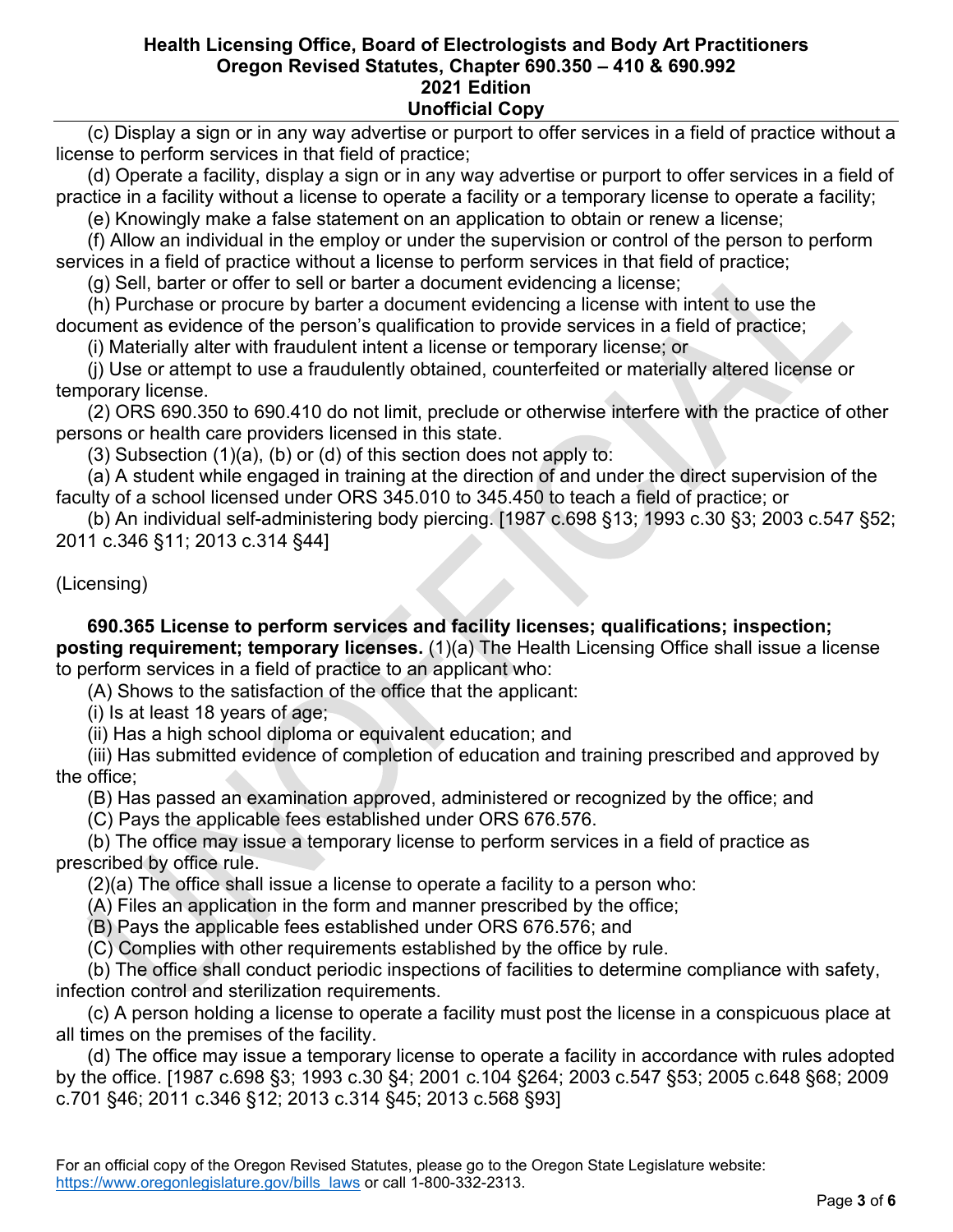(c) Display a sign or in any way advertise or purport to offer services in a field of practice without a license to perform services in that field of practice;

(d) Operate a facility, display a sign or in any way advertise or purport to offer services in a field of practice in a facility without a license to operate a facility or a temporary license to operate a facility;

(e) Knowingly make a false statement on an application to obtain or renew a license;

(f) Allow an individual in the employ or under the supervision or control of the person to perform services in a field of practice without a license to perform services in that field of practice;

(g) Sell, barter or offer to sell or barter a document evidencing a license;

(h) Purchase or procure by barter a document evidencing a license with intent to use the document as evidence of the person's qualification to provide services in a field of practice;

(i) Materially alter with fraudulent intent a license or temporary license; or

(j) Use or attempt to use a fraudulently obtained, counterfeited or materially altered license or temporary license.

(2) ORS 690.350 to 690.410 do not limit, preclude or otherwise interfere with the practice of other persons or health care providers licensed in this state.

(3) Subsection (1)(a), (b) or (d) of this section does not apply to:

(a) A student while engaged in training at the direction of and under the direct supervision of the faculty of a school licensed under ORS 345.010 to 345.450 to teach a field of practice; or

(b) An individual self-administering body piercing. [1987 c.698 §13; 1993 c.30 §3; 2003 c.547 §52; 2011 c.346 §11; 2013 c.314 §44]

(Licensing)

**690.365 License to perform services and facility licenses; qualifications; inspection; posting requirement; temporary licenses.** (1)(a) The Health Licensing Office shall issue a license to perform services in a field of practice to an applicant who:

(A) Shows to the satisfaction of the office that the applicant:

(i) Is at least 18 years of age;

(ii) Has a high school diploma or equivalent education; and

(iii) Has submitted evidence of completion of education and training prescribed and approved by the office;

(B) Has passed an examination approved, administered or recognized by the office; and

(C) Pays the applicable fees established under ORS 676.576.

(b) The office may issue a temporary license to perform services in a field of practice as prescribed by office rule.

(2)(a) The office shall issue a license to operate a facility to a person who:

(A) Files an application in the form and manner prescribed by the office;

(B) Pays the applicable fees established under ORS 676.576; and

(C) Complies with other requirements established by the office by rule.

(b) The office shall conduct periodic inspections of facilities to determine compliance with safety, infection control and sterilization requirements.

(c) A person holding a license to operate a facility must post the license in a conspicuous place at all times on the premises of the facility.

(d) The office may issue a temporary license to operate a facility in accordance with rules adopted by the office. [1987 c.698 §3; 1993 c.30 §4; 2001 c.104 §264; 2003 c.547 §53; 2005 c.648 §68; 2009 c.701 §46; 2011 c.346 §12; 2013 c.314 §45; 2013 c.568 §93]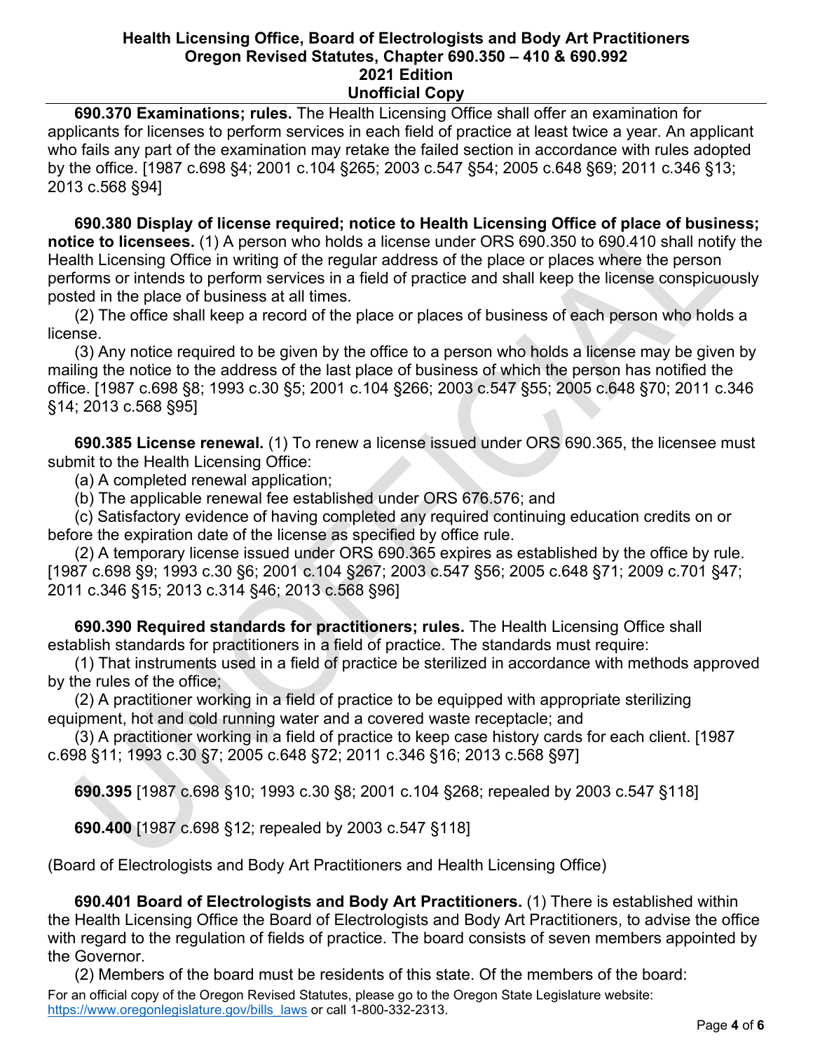**690.370 Examinations; rules.** The Health Licensing Office shall offer an examination for applicants for licenses to perform services in each field of practice at least twice a year. An applicant who fails any part of the examination may retake the failed section in accordance with rules adopted by the office. [1987 c.698 §4; 2001 c.104 §265; 2003 c.547 §54; 2005 c.648 §69; 2011 c.346 §13; 2013 c.568 §94]

**690.380 Display of license required; notice to Health Licensing Office of place of business; notice to licensees.** (1) A person who holds a license under ORS 690.350 to 690.410 shall notify the Health Licensing Office in writing of the regular address of the place or places where the person performs or intends to perform services in a field of practice and shall keep the license conspicuously posted in the place of business at all times.

(2) The office shall keep a record of the place or places of business of each person who holds a license.

(3) Any notice required to be given by the office to a person who holds a license may be given by mailing the notice to the address of the last place of business of which the person has notified the office. [1987 c.698 §8; 1993 c.30 §5; 2001 c.104 §266; 2003 c.547 §55; 2005 c.648 §70; 2011 c.346 §14; 2013 c.568 §95]

**690.385 License renewal.** (1) To renew a license issued under ORS 690.365, the licensee must submit to the Health Licensing Office:

(a) A completed renewal application;

(b) The applicable renewal fee established under ORS 676.576; and

(c) Satisfactory evidence of having completed any required continuing education credits on or before the expiration date of the license as specified by office rule.

(2) A temporary license issued under ORS 690.365 expires as established by the office by rule. [1987 c.698 §9; 1993 c.30 §6; 2001 c.104 §267; 2003 c.547 §56; 2005 c.648 §71; 2009 c.701 §47; 2011 c.346 §15; 2013 c.314 §46; 2013 c.568 §96]

**690.390 Required standards for practitioners; rules.** The Health Licensing Office shall establish standards for practitioners in a field of practice. The standards must require:

(1) That instruments used in a field of practice be sterilized in accordance with methods approved by the rules of the office;

(2) A practitioner working in a field of practice to be equipped with appropriate sterilizing equipment, hot and cold running water and a covered waste receptacle; and

(3) A practitioner working in a field of practice to keep case history cards for each client. [1987 c.698 §11; 1993 c.30 §7; 2005 c.648 §72; 2011 c.346 §16; 2013 c.568 §97]

**690.395** [1987 c.698 §10; 1993 c.30 §8; 2001 c.104 §268; repealed by 2003 c.547 §118]

**690.400** [1987 c.698 §12; repealed by 2003 c.547 §118]

(Board of Electrologists and Body Art Practitioners and Health Licensing Office)

**690.401 Board of Electrologists and Body Art Practitioners.** (1) There is established within the Health Licensing Office the Board of Electrologists and Body Art Practitioners, to advise the office with regard to the regulation of fields of practice. The board consists of seven members appointed by the Governor.

(2) Members of the board must be residents of this state. Of the members of the board:

For an official copy of the Oregon Revised Statutes, please go to the Oregon State Legislature website: https://www.oregonlegislature.gov/bills_laws or call 1-800-332-2313.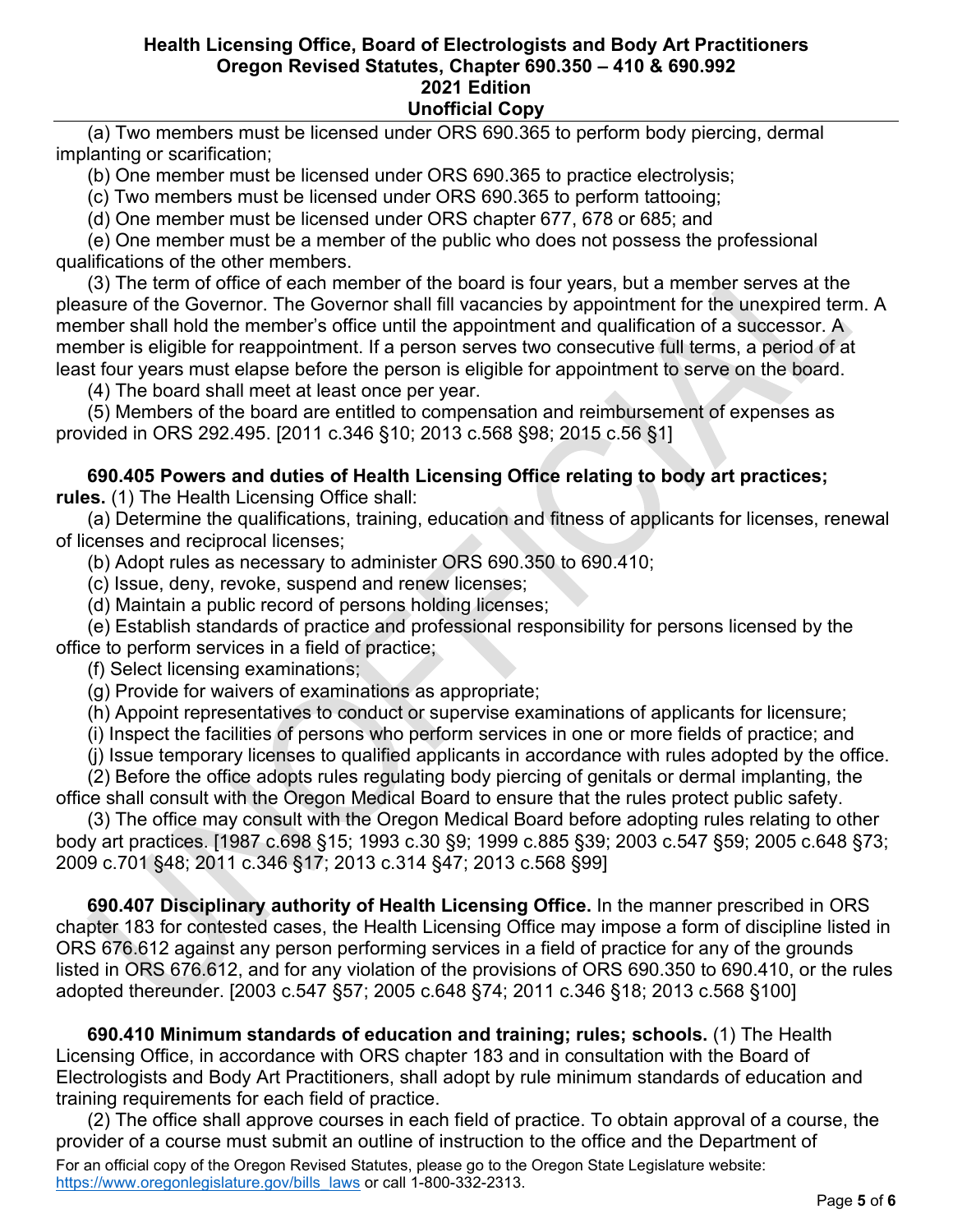(a) Two members must be licensed under ORS 690.365 to perform body piercing, dermal implanting or scarification;

(b) One member must be licensed under ORS 690.365 to practice electrolysis;

(c) Two members must be licensed under ORS 690.365 to perform tattooing;

(d) One member must be licensed under ORS chapter 677, 678 or 685; and

(e) One member must be a member of the public who does not possess the professional qualifications of the other members.

(3) The term of office of each member of the board is four years, but a member serves at the pleasure of the Governor. The Governor shall fill vacancies by appointment for the unexpired term. A member shall hold the member's office until the appointment and qualification of a successor. A member is eligible for reappointment. If a person serves two consecutive full terms, a period of at least four years must elapse before the person is eligible for appointment to serve on the board.

(4) The board shall meet at least once per year.

(5) Members of the board are entitled to compensation and reimbursement of expenses as provided in ORS 292.495. [2011 c.346 §10; 2013 c.568 §98; 2015 c.56 §1]

**690.405 Powers and duties of Health Licensing Office relating to body art practices; rules.** (1) The Health Licensing Office shall:

(a) Determine the qualifications, training, education and fitness of applicants for licenses, renewal of licenses and reciprocal licenses;

(b) Adopt rules as necessary to administer ORS 690.350 to 690.410;

(c) Issue, deny, revoke, suspend and renew licenses;

(d) Maintain a public record of persons holding licenses;

(e) Establish standards of practice and professional responsibility for persons licensed by the office to perform services in a field of practice;

(f) Select licensing examinations;

(g) Provide for waivers of examinations as appropriate;

(h) Appoint representatives to conduct or supervise examinations of applicants for licensure;

(i) Inspect the facilities of persons who perform services in one or more fields of practice; and

(j) Issue temporary licenses to qualified applicants in accordance with rules adopted by the office.

(2) Before the office adopts rules regulating body piercing of genitals or dermal implanting, the office shall consult with the Oregon Medical Board to ensure that the rules protect public safety.

(3) The office may consult with the Oregon Medical Board before adopting rules relating to other body art practices. [1987 c.698 §15; 1993 c.30 §9; 1999 c.885 §39; 2003 c.547 §59; 2005 c.648 §73; 2009 c.701 §48; 2011 c.346 §17; 2013 c.314 §47; 2013 c.568 §99]

**690.407 Disciplinary authority of Health Licensing Office.** In the manner prescribed in ORS chapter 183 for contested cases, the Health Licensing Office may impose a form of discipline listed in ORS 676.612 against any person performing services in a field of practice for any of the grounds listed in ORS 676.612, and for any violation of the provisions of ORS 690.350 to 690.410, or the rules adopted thereunder. [2003 c.547 §57; 2005 c.648 §74; 2011 c.346 §18; 2013 c.568 §100]

**690.410 Minimum standards of education and training; rules; schools.** (1) The Health Licensing Office, in accordance with ORS chapter 183 and in consultation with the Board of Electrologists and Body Art Practitioners, shall adopt by rule minimum standards of education and training requirements for each field of practice.

(2) The office shall approve courses in each field of practice. To obtain approval of a course, the provider of a course must submit an outline of instruction to the office and the Department of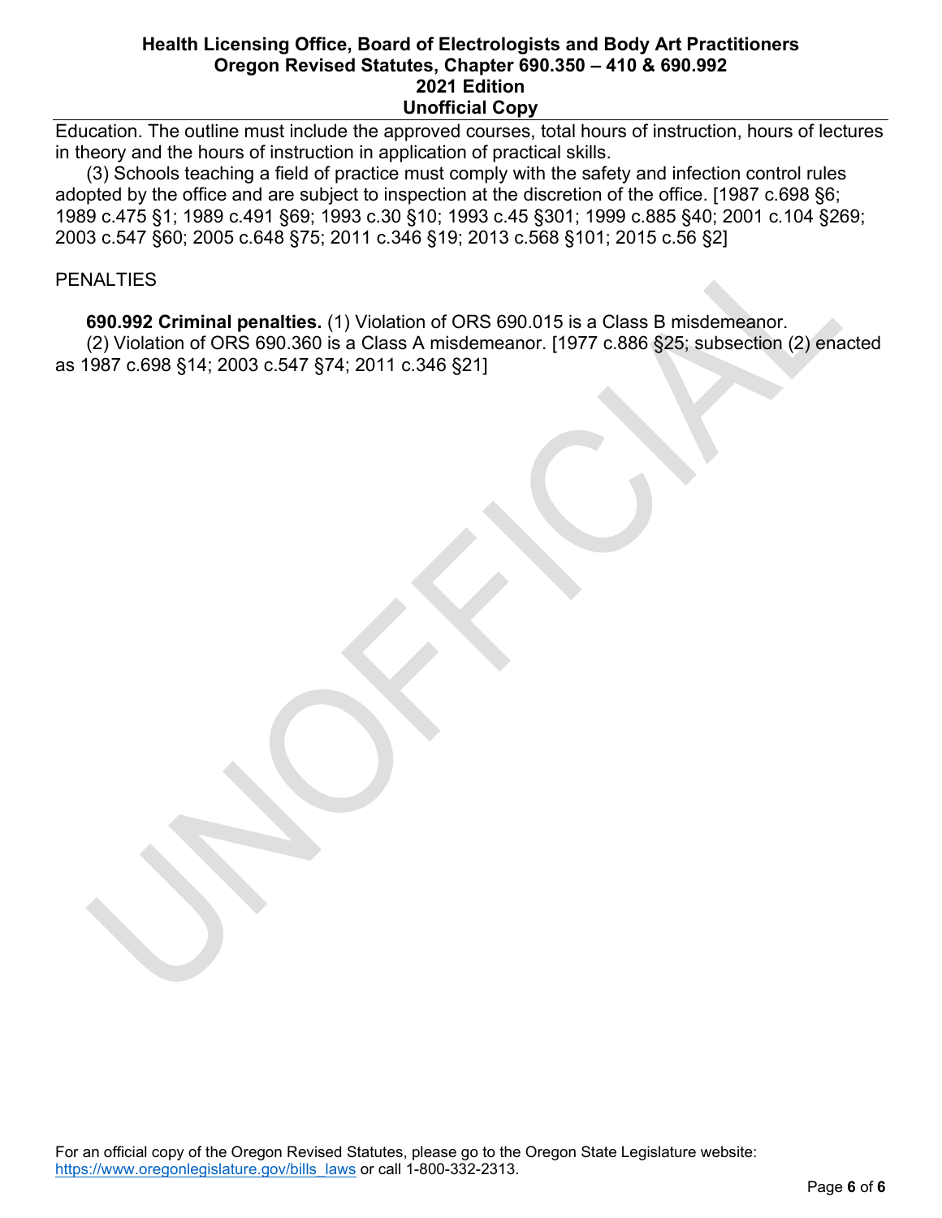Education. The outline must include the approved courses, total hours of instruction, hours of lectures in theory and the hours of instruction in application of practical skills.

(3) Schools teaching a field of practice must comply with the safety and infection control rules adopted by the office and are subject to inspection at the discretion of the office. [1987 c.698 §6; 1989 c.475 §1; 1989 c.491 §69; 1993 c.30 §10; 1993 c.45 §301; 1999 c.885 §40; 2001 c.104 §269; 2003 c.547 §60; 2005 c.648 §75; 2011 c.346 §19; 2013 c.568 §101; 2015 c.56 §2]

PENALTIES

**690.992 Criminal penalties.** (1) Violation of ORS 690.015 is a Class B misdemeanor.

(2) Violation of ORS 690.360 is a Class A misdemeanor. [1977 c.886 §25; subsection (2) enacted as 1987 c.698 §14; 2003 c.547 §74; 2011 c.346 §21]

For an official copy of the Oregon Revised Statutes, please go to the Oregon State Legislature website: https://www.oregonlegislature.gov/bills_laws or call 1-800-332-2313.